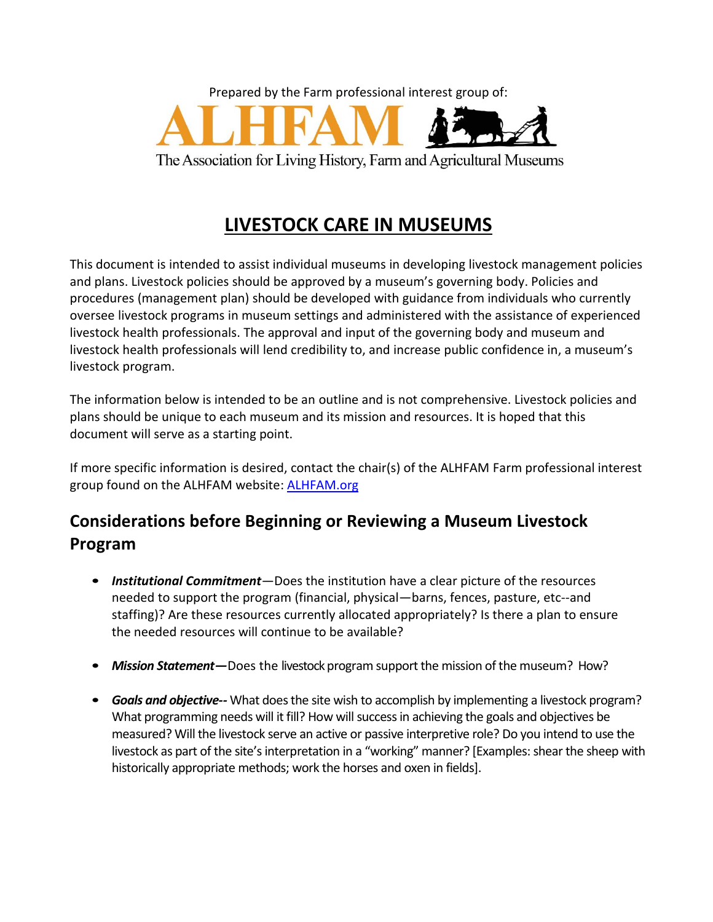Prepared by the Farm professional interest group of:

ALHFAM

The Association for Living History, Farm and Agricultural Museums

# LIVESTOCK CARE IN MUSEUMS

This document is intended to assist individual museums in developing livestock management policies and plans. Livestock policies should be approved by a museum's governing body. Policies and procedures (management plan) should be developed with guidance from individuals who currently oversee livestock programs in museum settings and administered with the assistance of experienced livestock health professionals. The approval and input of the governing body and museum and livestock health professionals will lend credibility to, and increase public confidence in, a museum's livestock program.

The information below is intended to be an outline and is not comprehensive. Livestock policies and plans should be unique to each museum and its mission and resources. It is hoped that this document will serve as a starting point.

If more specific information is desired, contact the chair(s) of the ALHFAM Farm professional interest group found on the ALHFAM website: [ALHFAM.org](ALHFAM.org)

## Considerations before Beginning or Reviewing a Museum Livestock Program

- ***Institutional Commitment***—Does the institution have a clear picture of the resources needed to support the program (financial, physical—barns, fences, pasture, etc--and staffing)? Are these resources currently allocated appropriately? Is there a plan to ensure the needed resources will continue to be available?

- ***Mission Statement*—**Does the livestock program support the mission of the museum? How?

- ***Goals and objective--*** What does the site wish to accomplish by implementing a livestock program? What programming needs will it fill? How will success in achieving the goals and objectives be measured? Will the livestock serve an active or passive interpretive role? Do you intend to use the livestock as part of the site's interpretation in a "working" manner? [Examples: shear the sheep with historically appropriate methods; work the horses and oxen in fields].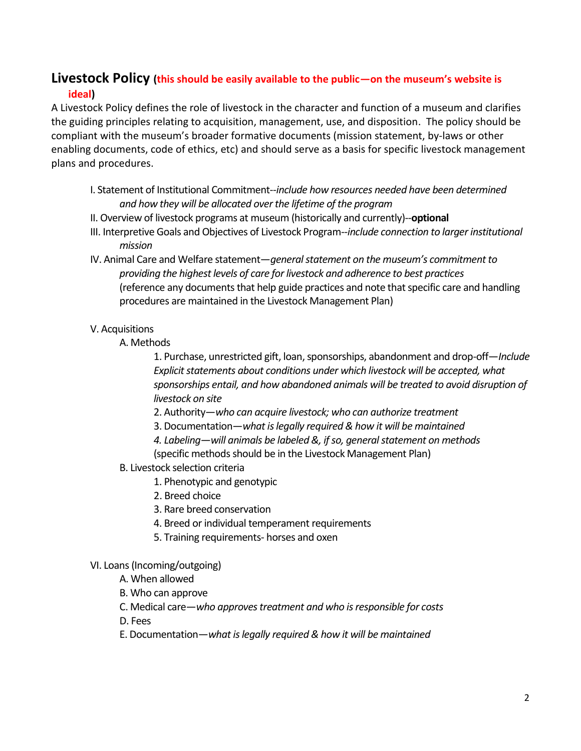## Livestock Policy **(this should be easily available to the public—on the museum's website is ideal)**

A Livestock Policy defines the role of livestock in the character and function of a museum and clarifies the guiding principles relating to acquisition, management, use, and disposition. The policy should be compliant with the museum's broader formative documents (mission statement, by-laws or other enabling documents, code of ethics, etc) and should serve as a basis for specific livestock management plans and procedures.

I. Statement of Institutional Commitment--*include how resources needed have been determined and how they will be allocated over the lifetime of the program*

II. Overview of livestock programs at museum (historically and currently)--**optional**

III. Interpretive Goals and Objectives of Livestock Program--*include connection to larger institutional mission*

IV. Animal Care and Welfare statement—*general statement on the museum's commitment to providing the highest levels of care for livestock and adherence to best practices* (reference any documents that help guide practices and note that specific care and handling procedures are maintained in the Livestock Management Plan)

V. Acquisitions

- A. Methods
  1. Purchase, unrestricted gift, loan, sponsorships, abandonment and drop-off—*Include Explicit statements about conditions under which livestock will be accepted, what sponsorships entail, and how abandoned animals will be treated to avoid disruption of livestock on site*
  2. Authority—*who can acquire livestock; who can authorize treatment*
  3. Documentation—*what is legally required & how it will be maintained*
  4. *Labeling—will animals be labeled &, if so, general statement on methods* (specific methods should be in the Livestock Management Plan)
- B. Livestock selection criteria
  1. Phenotypic and genotypic
  2. Breed choice
  3. Rare breed conservation
  4. Breed or individual temperament requirements
  5. Training requirements- horses and oxen

VI. Loans (Incoming/outgoing)

- A. When allowed
- B. Who can approve
- C. Medical care—*who approves treatment and who is responsible for costs*
- D. Fees
- E. Documentation—*what is legally required & how it will be maintained*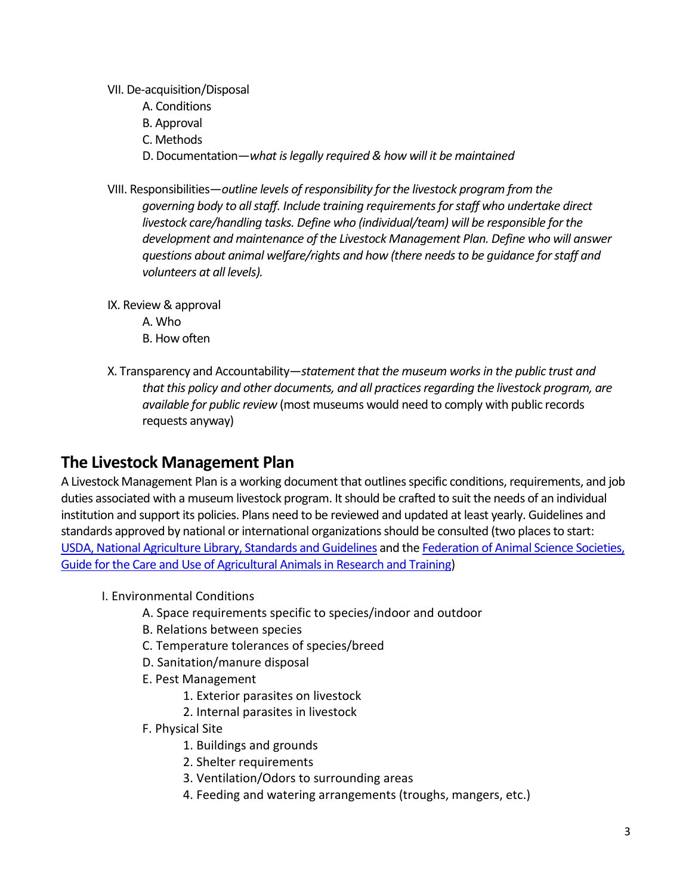VII. De-acquisition/Disposal

- A. Conditions
- B. Approval
- C. Methods
- D. Documentation—*what is legally required & how will it be maintained*

VIII. Responsibilities—*outline levels of responsibility for the livestock program from the governing body to all staff. Include training requirements for staff who undertake direct livestock care/handling tasks. Define who (individual/team) will be responsible for the development and maintenance of the Livestock Management Plan. Define who will answer questions about animal welfare/rights and how (there needs to be guidance for staff and volunteers at all levels).*

IX. Review & approval

- A. Who
- B. How often

X. Transparency and Accountability—*statement that the museum works in the public trust and that this policy and other documents, and all practices regarding the livestock program, are available for public review* (most museums would need to comply with public records requests anyway)

## The Livestock Management Plan

A Livestock Management Plan is a working document that outlines specific conditions, requirements, and job duties associated with a museum livestock program. It should be crafted to suit the needs of an individual institution and support its policies. Plans need to be reviewed and updated at least yearly. Guidelines and standards approved by national or international organizations should be consulted (two places to start: [USDA, National Agriculture Library, Standards and Guidelines]() and the [Federation of Animal Science Societies, Guide for the Care and Use of Agricultural Animals in Research and Training]())

I. Environmental Conditions

- A. Space requirements specific to species/indoor and outdoor
- B. Relations between species
- C. Temperature tolerances of species/breed
- D. Sanitation/manure disposal
- E. Pest Management
  1. Exterior parasites on livestock
  2. Internal parasites in livestock
- F. Physical Site
  1. Buildings and grounds
  2. Shelter requirements
  3. Ventilation/Odors to surrounding areas
  4. Feeding and watering arrangements (troughs, mangers, etc.)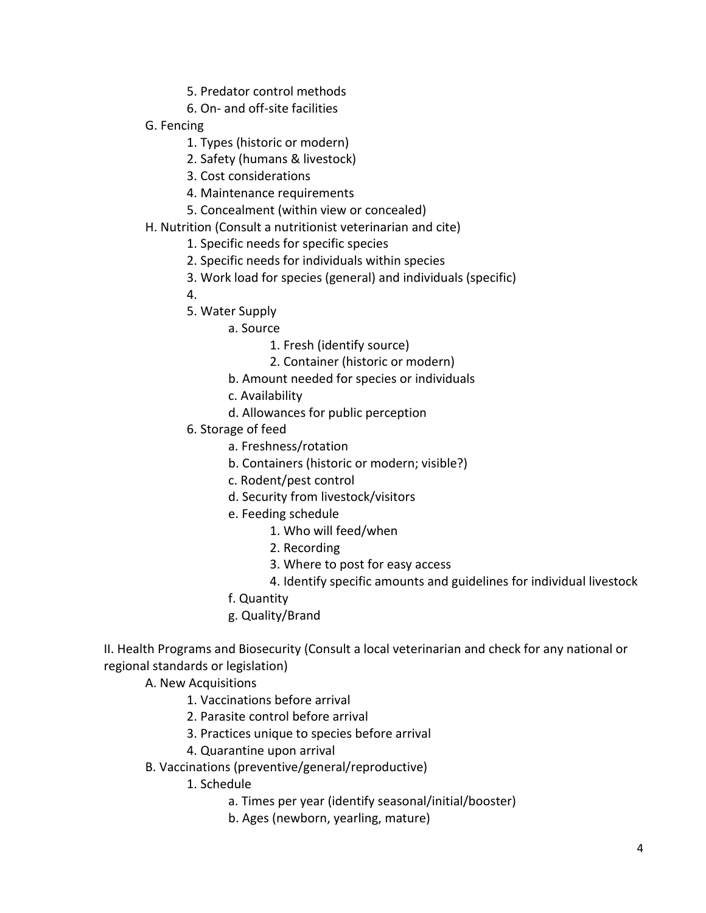5. Predator control methods
6. On- and off-site facilities

G. Fencing

1. Types (historic or modern)
2. Safety (humans & livestock)
3. Cost considerations
4. Maintenance requirements
5. Concealment (within view or concealed)

H. Nutrition (Consult a nutritionist veterinarian and cite)

1. Specific needs for specific species
2. Specific needs for individuals within species
3. Work load for species (general) and individuals (specific)
4.
5. Water Supply
   - a. Source
     1. Fresh (identify source)
     2. Container (historic or modern)
   - b. Amount needed for species or individuals
   - c. Availability
   - d. Allowances for public perception
6. Storage of feed
   - a. Freshness/rotation
   - b. Containers (historic or modern; visible?)
   - c. Rodent/pest control
   - d. Security from livestock/visitors
   - e. Feeding schedule
     1. Who will feed/when
     2. Recording
     3. Where to post for easy access
     4. Identify specific amounts and guidelines for individual livestock
   - f. Quantity
   - g. Quality/Brand

II. Health Programs and Biosecurity (Consult a local veterinarian and check for any national or regional standards or legislation)

A. New Acquisitions

1. Vaccinations before arrival
2. Parasite control before arrival
3. Practices unique to species before arrival
4. Quarantine upon arrival

B. Vaccinations (preventive/general/reproductive)

1. Schedule
   - a. Times per year (identify seasonal/initial/booster)
   - b. Ages (newborn, yearling, mature)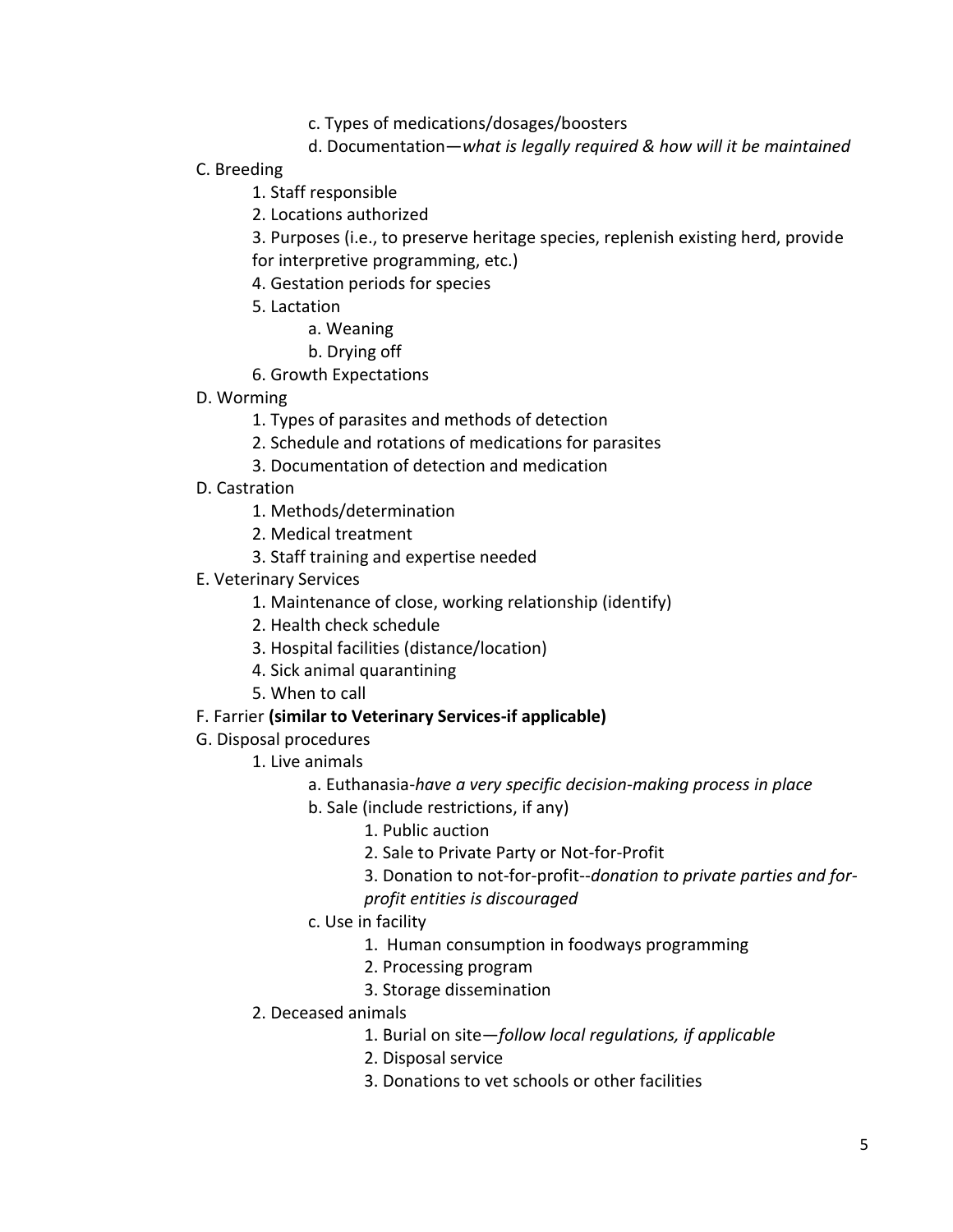- c. Types of medications/dosages/boosters
- d. Documentation—*what is legally required & how will it be maintained*

C. Breeding

- 1. Staff responsible
- 2. Locations authorized
- 3. Purposes (i.e., to preserve heritage species, replenish existing herd, provide for interpretive programming, etc.)
- 4. Gestation periods for species
- 5. Lactation
  - a. Weaning
  - b. Drying off
- 6. Growth Expectations

D. Worming

- 1. Types of parasites and methods of detection
- 2. Schedule and rotations of medications for parasites
- 3. Documentation of detection and medication

D. Castration

- 1. Methods/determination
- 2. Medical treatment
- 3. Staff training and expertise needed

E. Veterinary Services

- 1. Maintenance of close, working relationship (identify)
- 2. Health check schedule
- 3. Hospital facilities (distance/location)
- 4. Sick animal quarantining
- 5. When to call

F. Farrier **(similar to Veterinary Services-if applicable)**

G. Disposal procedures

- 1. Live animals
  - a. Euthanasia-*have a very specific decision-making process in place*
  - b. Sale (include restrictions, if any)
    - 1. Public auction
    - 2. Sale to Private Party or Not-for-Profit
    - 3. Donation to not-for-profit--*donation to private parties and for-profit entities is discouraged*
  - c. Use in facility
    - 1. Human consumption in foodways programming
    - 2. Processing program
    - 3. Storage dissemination
- 2. Deceased animals
  - 1. Burial on site—*follow local regulations, if applicable*
  - 2. Disposal service
  - 3. Donations to vet schools or other facilities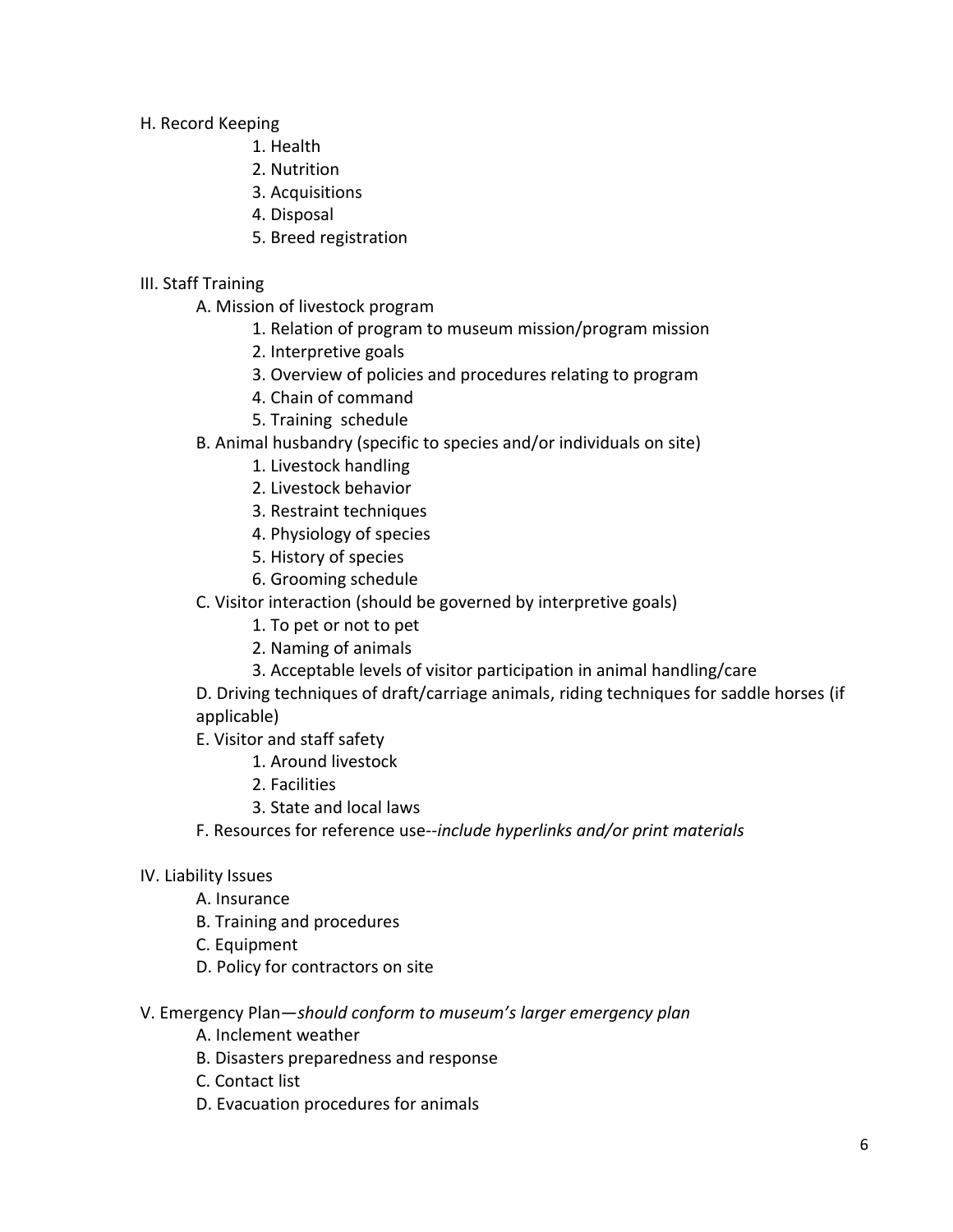H. Record Keeping

1. Health
2. Nutrition
3. Acquisitions
4. Disposal
5. Breed registration

III. Staff Training

A. Mission of livestock program
1. Relation of program to museum mission/program mission
2. Interpretive goals
3. Overview of policies and procedures relating to program
4. Chain of command
5. Training schedule

B. Animal husbandry (specific to species and/or individuals on site)
1. Livestock handling
2. Livestock behavior
3. Restraint techniques
4. Physiology of species
5. History of species
6. Grooming schedule

C. Visitor interaction (should be governed by interpretive goals)
1. To pet or not to pet
2. Naming of animals
3. Acceptable levels of visitor participation in animal handling/care

D. Driving techniques of draft/carriage animals, riding techniques for saddle horses (if applicable)

E. Visitor and staff safety
1. Around livestock
2. Facilities
3. State and local laws

F. Resources for reference use--*include hyperlinks and/or print materials*

IV. Liability Issues

A. Insurance
B. Training and procedures
C. Equipment
D. Policy for contractors on site

V. Emergency Plan—*should conform to museum's larger emergency plan*

A. Inclement weather
B. Disasters preparedness and response
C. Contact list
D. Evacuation procedures for animals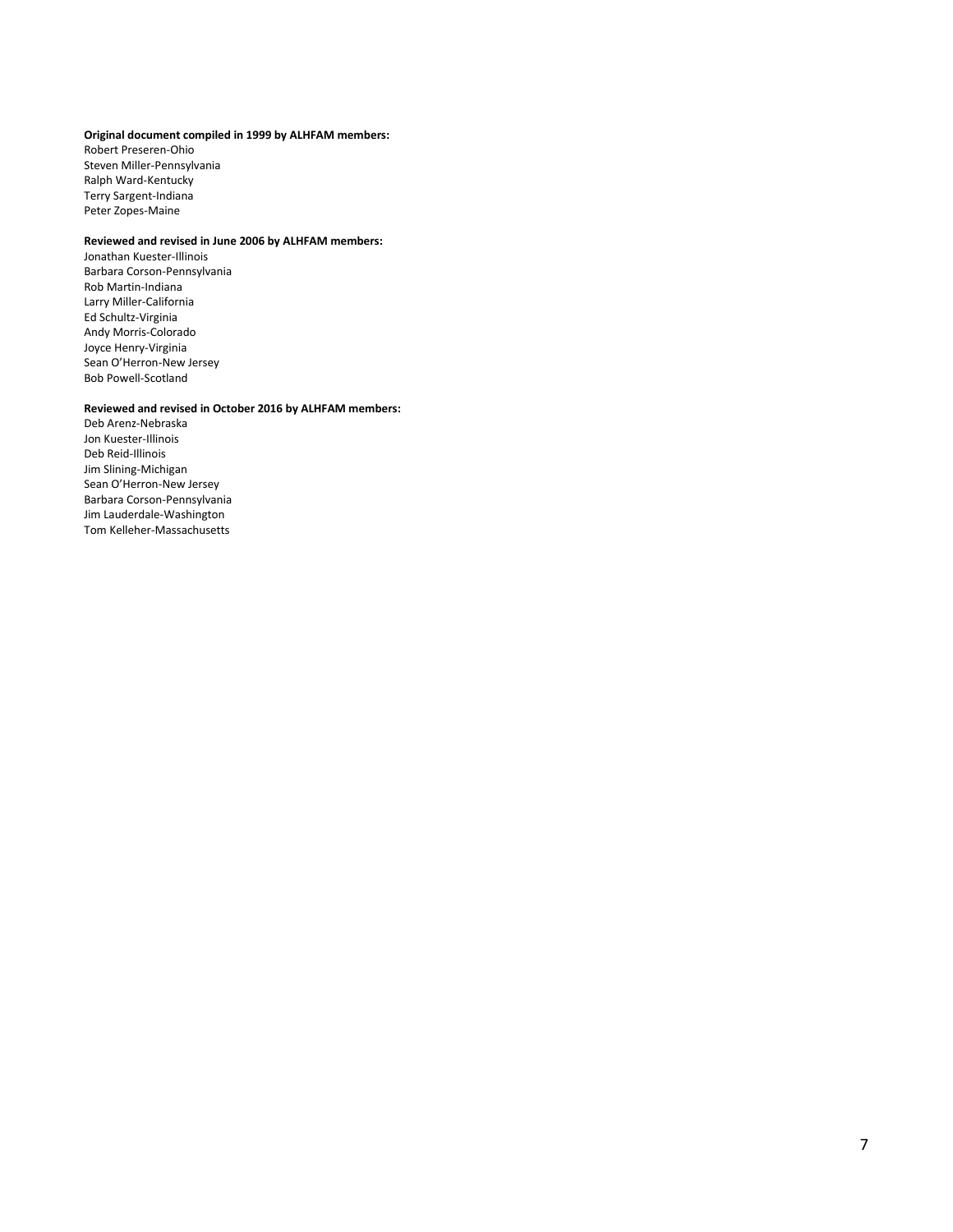**Original document compiled in 1999 by ALHFAM members:**

Robert Preseren-Ohio
Steven Miller-Pennsylvania
Ralph Ward-Kentucky
Terry Sargent-Indiana
Peter Zopes-Maine

**Reviewed and revised in June 2006 by ALHFAM members:**

Jonathan Kuester-Illinois
Barbara Corson-Pennsylvania
Rob Martin-Indiana
Larry Miller-California
Ed Schultz-Virginia
Andy Morris-Colorado
Joyce Henry-Virginia
Sean O'Herron-New Jersey
Bob Powell-Scotland

**Reviewed and revised in October 2016 by ALHFAM members:**

Deb Arenz-Nebraska
Jon Kuester-Illinois
Deb Reid-Illinois
Jim Slining-Michigan
Sean O'Herron-New Jersey
Barbara Corson-Pennsylvania
Jim Lauderdale-Washington
Tom Kelleher-Massachusetts